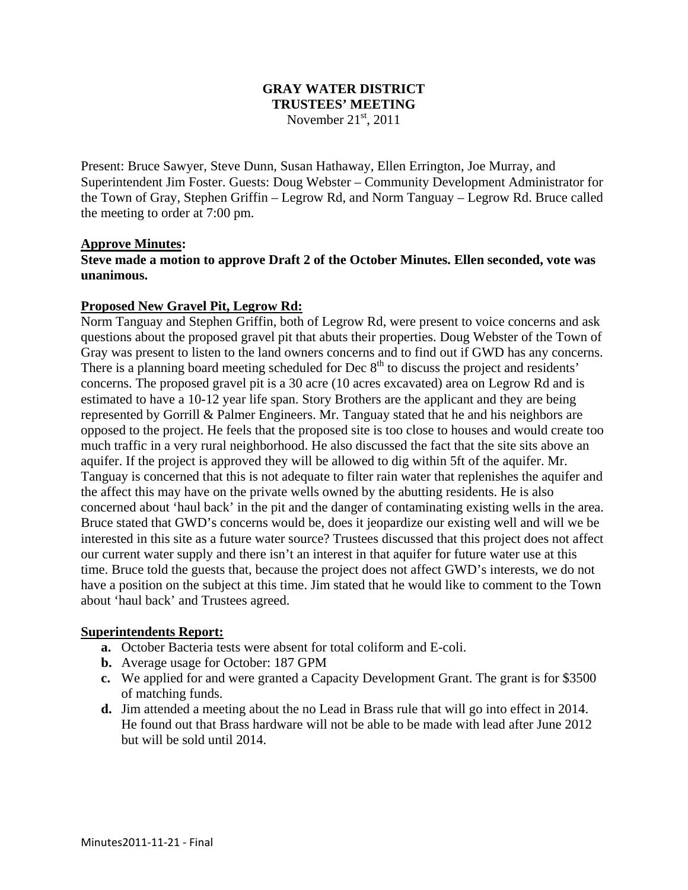# GRAY WATER DISTRICT
## TRUSTEES' MEETING
November 21st, 2011

Present: Bruce Sawyer, Steve Dunn, Susan Hathaway, Ellen Errington, Joe Murray, and Superintendent Jim Foster. Guests: Doug Webster – Community Development Administrator for the Town of Gray, Stephen Griffin – Legrow Rd, and Norm Tanguay – Legrow Rd. Bruce called the meeting to order at 7:00 pm.

**Approve Minutes:**

**Steve made a motion to approve Draft 2 of the October Minutes. Ellen seconded, vote was unanimous.**

**Proposed New Gravel Pit, Legrow Rd:**

Norm Tanguay and Stephen Griffin, both of Legrow Rd, were present to voice concerns and ask questions about the proposed gravel pit that abuts their properties. Doug Webster of the Town of Gray was present to listen to the land owners concerns and to find out if GWD has any concerns. There is a planning board meeting scheduled for Dec 8th to discuss the project and residents' concerns. The proposed gravel pit is a 30 acre (10 acres excavated) area on Legrow Rd and is estimated to have a 10-12 year life span. Story Brothers are the applicant and they are being represented by Gorrill & Palmer Engineers. Mr. Tanguay stated that he and his neighbors are opposed to the project. He feels that the proposed site is too close to houses and would create too much traffic in a very rural neighborhood. He also discussed the fact that the site sits above an aquifer. If the project is approved they will be allowed to dig within 5ft of the aquifer. Mr. Tanguay is concerned that this is not adequate to filter rain water that replenishes the aquifer and the affect this may have on the private wells owned by the abutting residents. He is also concerned about 'haul back' in the pit and the danger of contaminating existing wells in the area. Bruce stated that GWD's concerns would be, does it jeopardize our existing well and will we be interested in this site as a future water source? Trustees discussed that this project does not affect our current water supply and there isn't an interest in that aquifer for future water use at this time. Bruce told the guests that, because the project does not affect GWD's interests, we do not have a position on the subject at this time. Jim stated that he would like to comment to the Town about 'haul back' and Trustees agreed.

**Superintendents Report:**

- **a.** October Bacteria tests were absent for total coliform and E-coli.
- **b.** Average usage for October: 187 GPM
- **c.** We applied for and were granted a Capacity Development Grant. The grant is for $3500 of matching funds.
- **d.** Jim attended a meeting about the no Lead in Brass rule that will go into effect in 2014. He found out that Brass hardware will not be able to be made with lead after June 2012 but will be sold until 2014.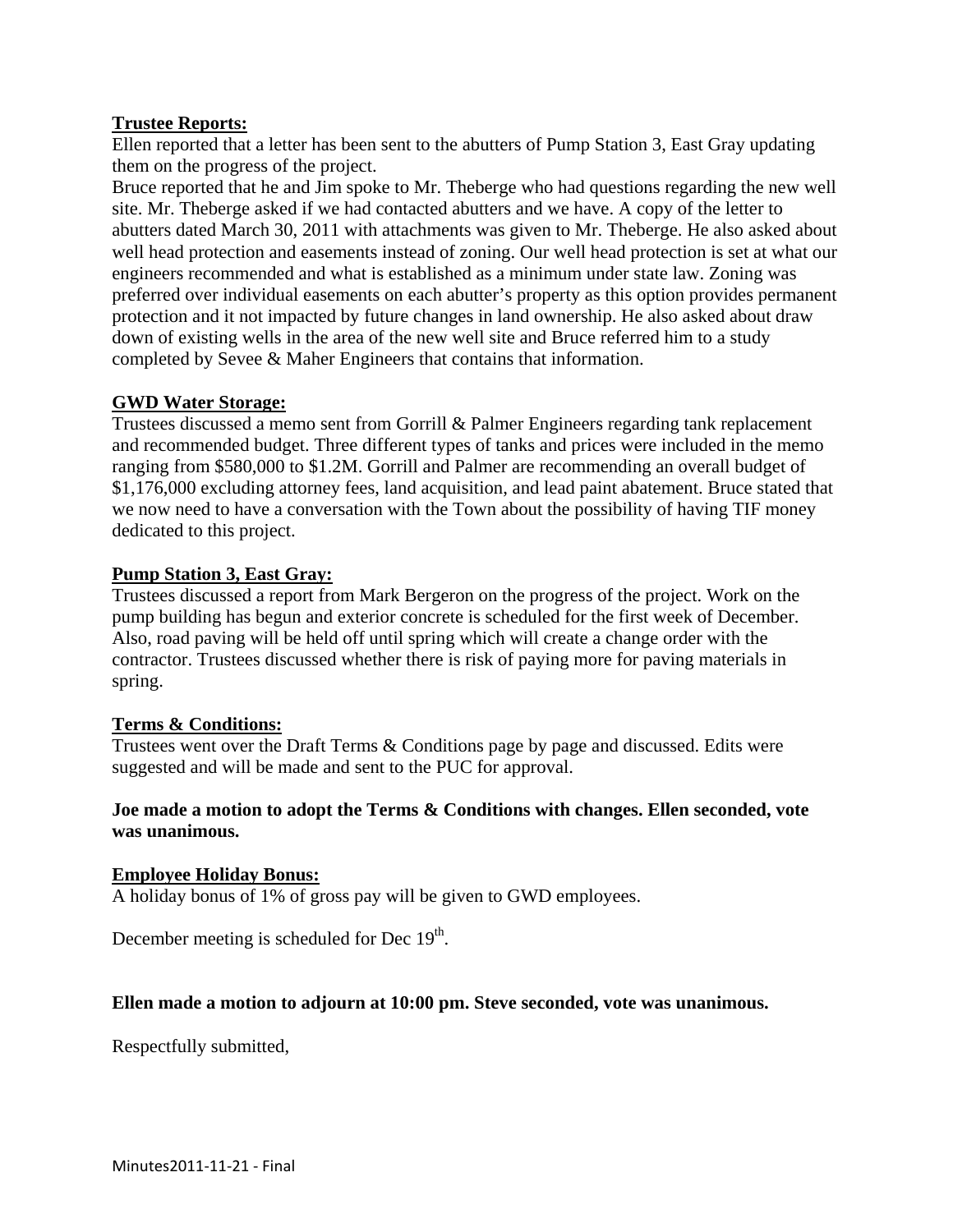**Trustee Reports:**

Ellen reported that a letter has been sent to the abutters of Pump Station 3, East Gray updating them on the progress of the project.

Bruce reported that he and Jim spoke to Mr. Theberge who had questions regarding the new well site. Mr. Theberge asked if we had contacted abutters and we have. A copy of the letter to abutters dated March 30, 2011 with attachments was given to Mr. Theberge. He also asked about well head protection and easements instead of zoning. Our well head protection is set at what our engineers recommended and what is established as a minimum under state law. Zoning was preferred over individual easements on each abutter's property as this option provides permanent protection and it not impacted by future changes in land ownership. He also asked about draw down of existing wells in the area of the new well site and Bruce referred him to a study completed by Sevee & Maher Engineers that contains that information.

**GWD Water Storage:**

Trustees discussed a memo sent from Gorrill & Palmer Engineers regarding tank replacement and recommended budget. Three different types of tanks and prices were included in the memo ranging from $580,000 to $1.2M. Gorrill and Palmer are recommending an overall budget of $1,176,000 excluding attorney fees, land acquisition, and lead paint abatement. Bruce stated that we now need to have a conversation with the Town about the possibility of having TIF money dedicated to this project.

**Pump Station 3, East Gray:**

Trustees discussed a report from Mark Bergeron on the progress of the project. Work on the pump building has begun and exterior concrete is scheduled for the first week of December. Also, road paving will be held off until spring which will create a change order with the contractor. Trustees discussed whether there is risk of paying more for paving materials in spring.

**Terms & Conditions:**

Trustees went over the Draft Terms & Conditions page by page and discussed. Edits were suggested and will be made and sent to the PUC for approval.

**Joe made a motion to adopt the Terms & Conditions with changes. Ellen seconded, vote was unanimous.**

**Employee Holiday Bonus:**

A holiday bonus of 1% of gross pay will be given to GWD employees.

December meeting is scheduled for Dec 19th.

**Ellen made a motion to adjourn at 10:00 pm. Steve seconded, vote was unanimous.**

Respectfully submitted,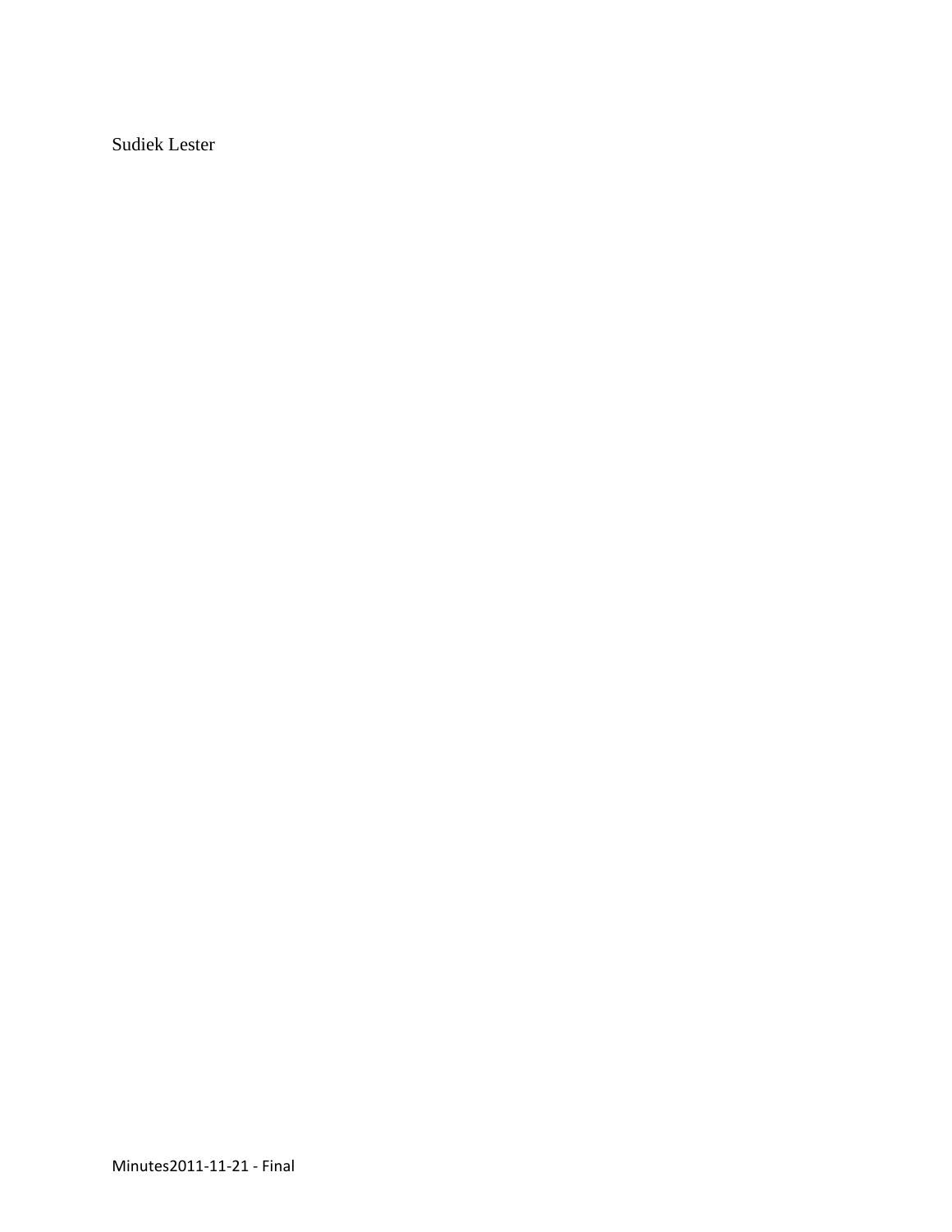Sudiek Lester